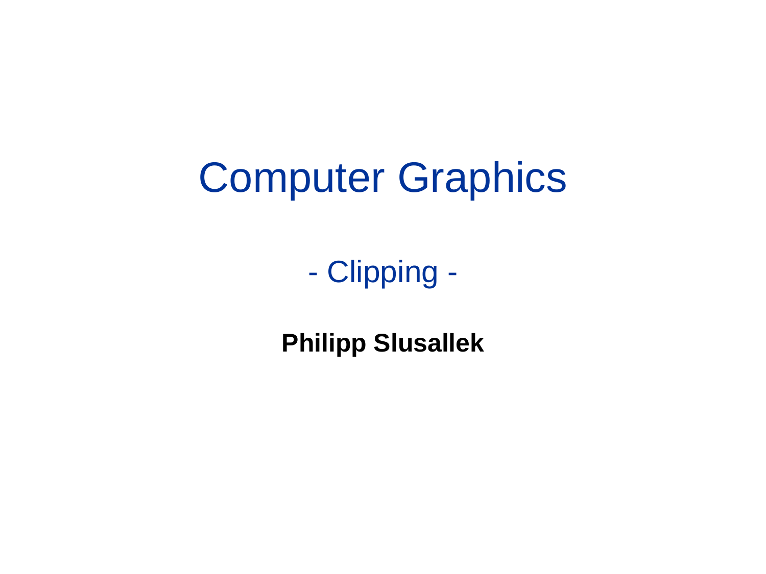# Computer Graphics

## - Clipping -

**Philipp Slusallek**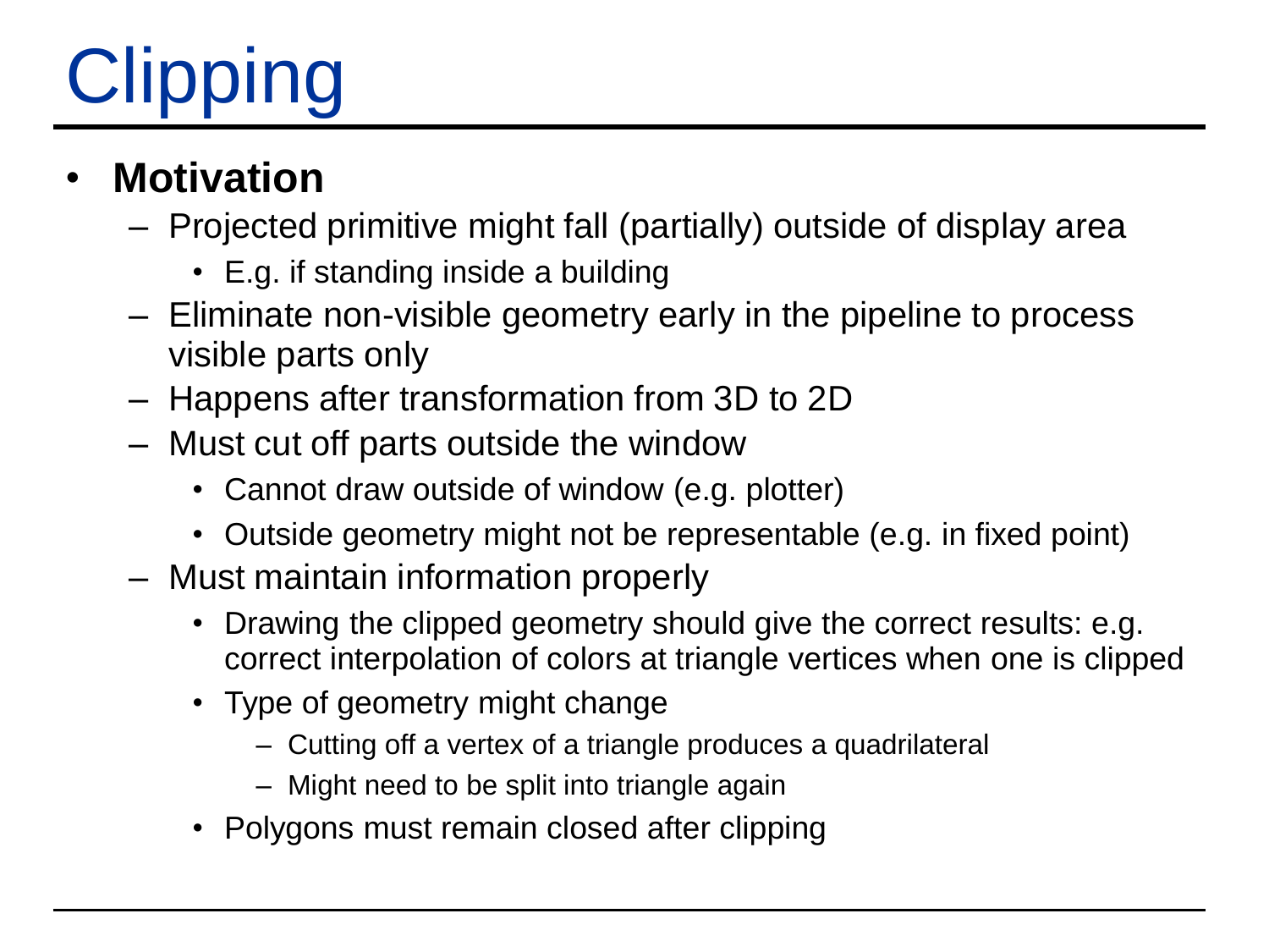# Clipping

- **Motivation**
  - Projected primitive might fall (partially) outside of display area
    - E.g. if standing inside a building
  - Eliminate non-visible geometry early in the pipeline to process visible parts only
  - Happens after transformation from 3D to 2D
  - Must cut off parts outside the window
    - Cannot draw outside of window (e.g. plotter)
    - Outside geometry might not be representable (e.g. in fixed point)
  - Must maintain information properly
    - Drawing the clipped geometry should give the correct results: e.g. correct interpolation of colors at triangle vertices when one is clipped
    - Type of geometry might change
      - Cutting off a vertex of a triangle produces a quadrilateral
      - Might need to be split into triangle again
    - Polygons must remain closed after clipping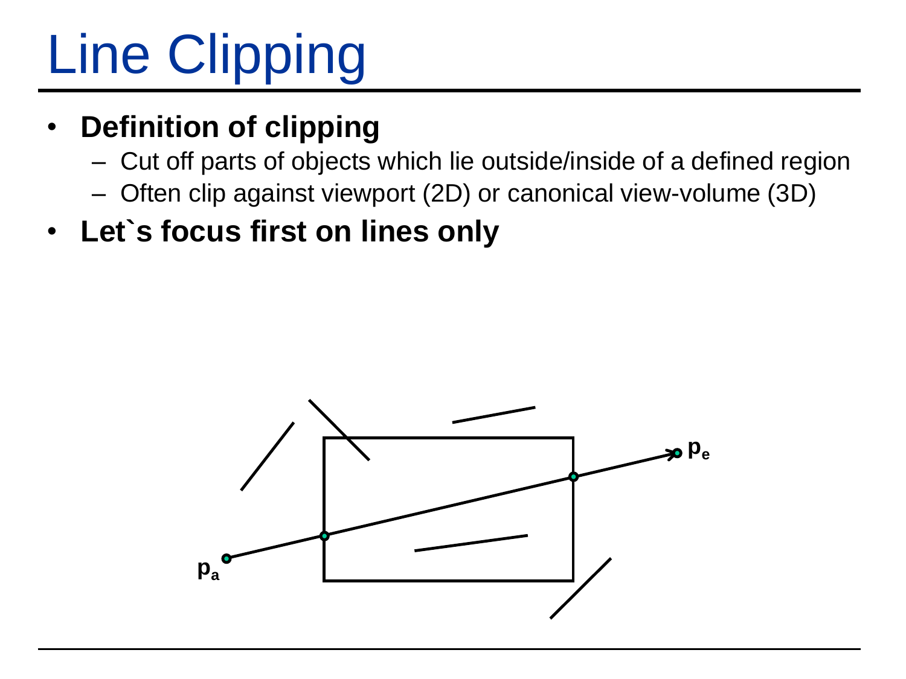# Line Clipping

- **Definition of clipping**
  - Cut off parts of objects which lie outside/inside of a defined region
  - Often clip against viewport (2D) or canonical view-volume (3D)
- **Let`s focus first on lines only**

$p_a$

$p_e$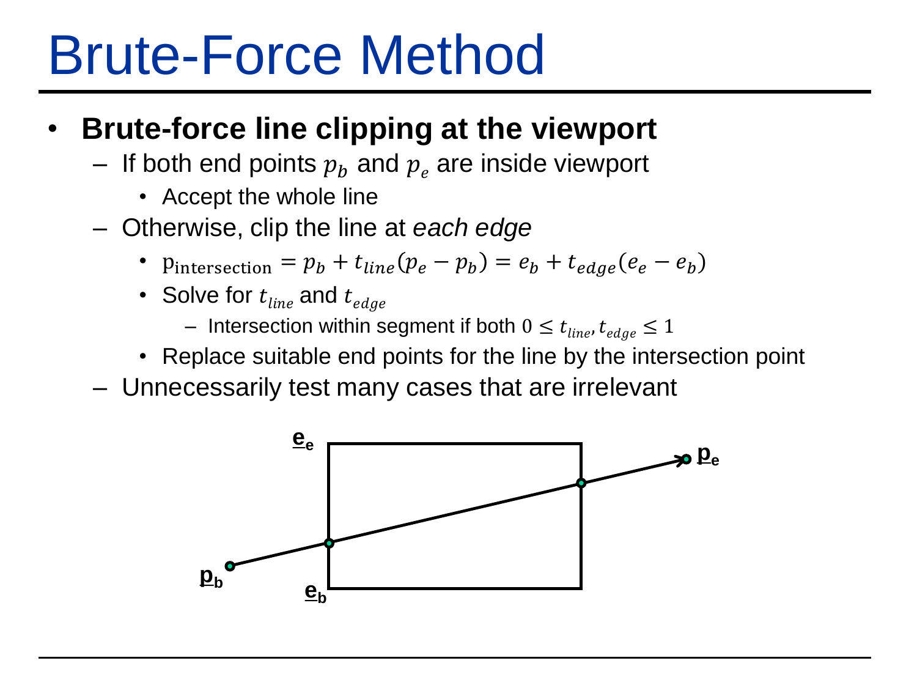# Brute-Force Method

- **Brute-force line clipping at the viewport**
  - If both end points $p_b$ and $p_e$ are inside viewport
    - Accept the whole line
  - Otherwise, clip the line at *each edge*
    - $\mathrm{p}_{\mathrm{intersection}} = p_b + t_{line}(p_e - p_b) = e_b + t_{edge}(e_e - e_b)$
    - Solve for $t_{line}$ and $t_{edge}$
      - Intersection within segment if both $0 \leq t_{line}, t_{edge} \leq 1$
    - Replace suitable end points for the line by the intersection point
  - Unnecessarily test many cases that are irrelevant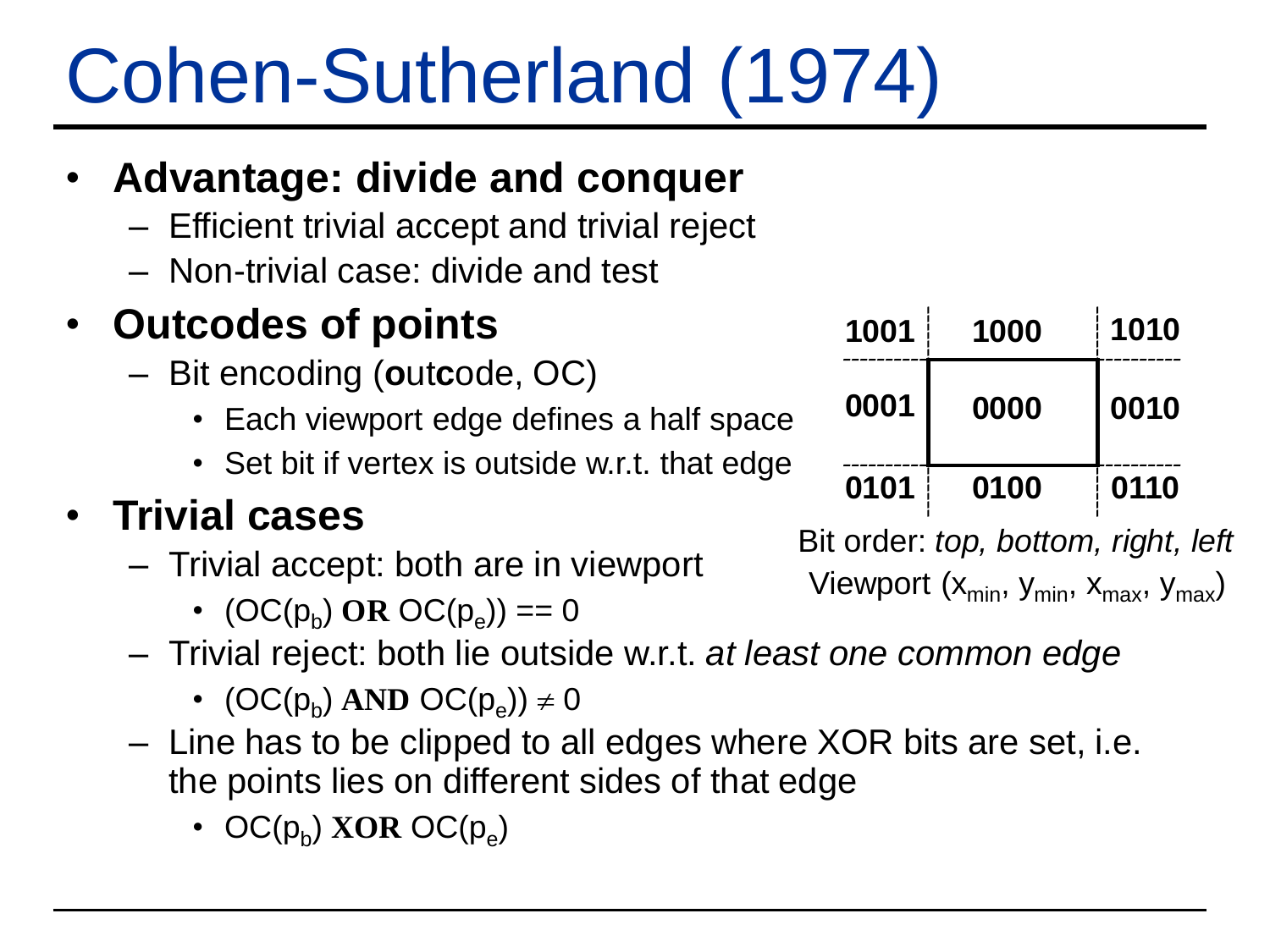# Cohen-Sutherland (1974)

- **Advantage: divide and conquer**
  - Efficient trivial accept and trivial reject
  - Non-trivial case: divide and test
- **Outcodes of points**
  - Bit encoding (**o**ut**c**ode, OC)
    - Each viewport edge defines a half space
    - Set bit if vertex is outside w.r.t. that edge
- **Trivial cases**
  - Trivial accept: both are in viewport
    - $(OC(p_b)$ **OR** $OC(p_e)) == 0$
  - Trivial reject: both lie outside w.r.t. *at least one common edge*
    - $(OC(p_b)$ **AND** $OC(p_e)) \neq 0$
  - Line has to be clipped to all edges where XOR bits are set, i.e. the points lies on different sides of that edge
    - $OC(p_b)$ **XOR** $OC(p_e)$

| 1001 | 1000 | 1010 |
|---|---|---|
| 0001 | 0000 | 0010 |
| 0101 | 0100 | 0110 |

Bit order: *top, bottom, right, left*

Viewport $(x_{min}, y_{min}, x_{max}, y_{max})$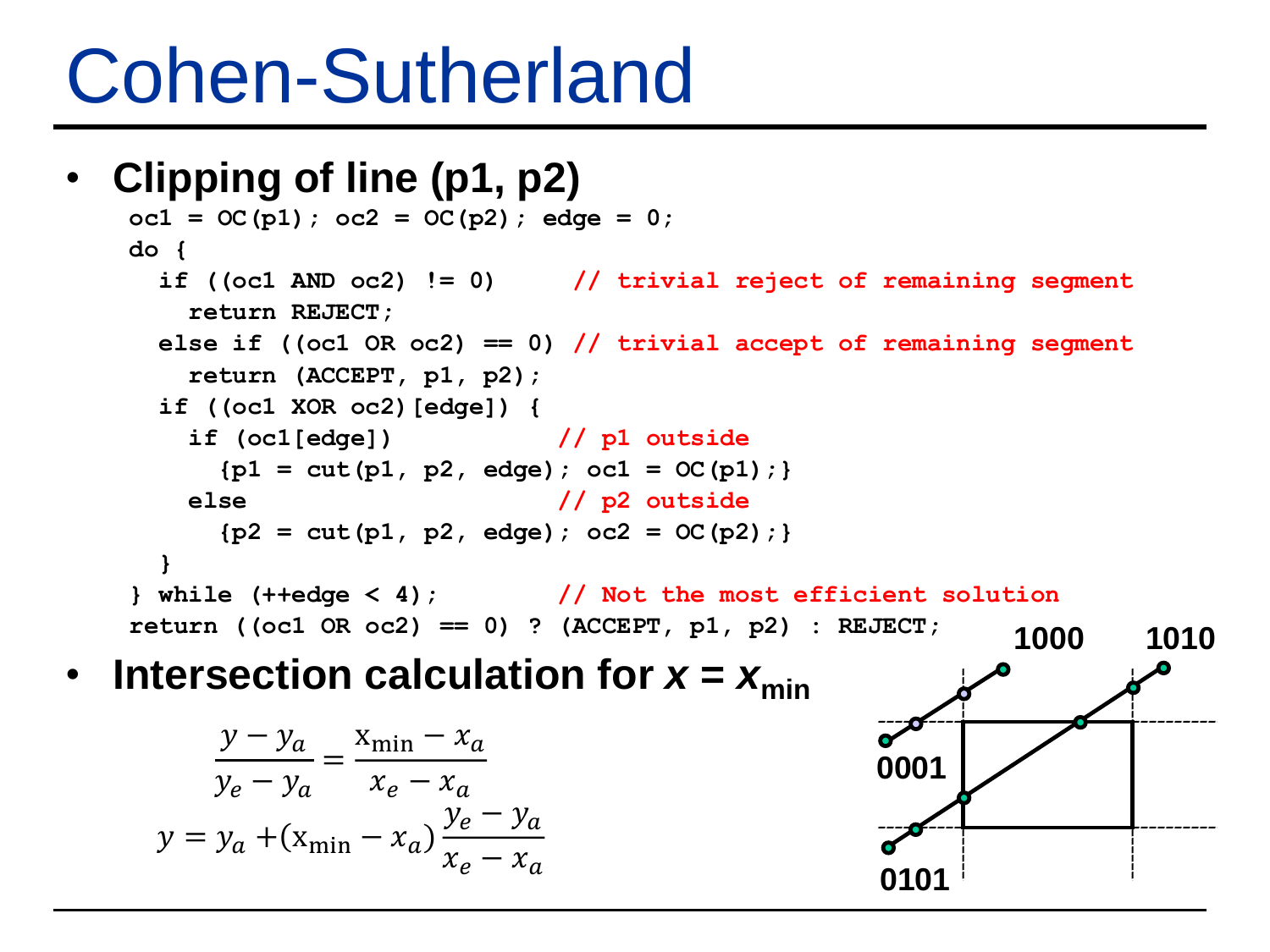# Cohen-Sutherland

- **Clipping of line (p1, p2)**

```
oc1 = OC(p1); oc2 = OC(p2); edge = 0;
do {
  if ((oc1 AND oc2) != 0)     // trivial reject of remaining segment
    return REJECT;
  else if ((oc1 OR oc2) == 0) // trivial accept of remaining segment
    return (ACCEPT, p1, p2);
  if ((oc1 XOR oc2)[edge]) {
    if (oc1[edge])            // p1 outside
      {p1 = cut(p1, p2, edge); oc1 = OC(p1);}
    else                      // p2 outside
      {p2 = cut(p1, p2, edge); oc2 = OC(p2);}
  }
} while (++edge < 4);         // Not the most efficient solution
return ((oc1 OR oc2) == 0) ? (ACCEPT, p1, p2) : REJECT;
```

- **Intersection calculation for $x = x_{\min}$**

$$\frac{y - y_a}{y_e - y_a} = \frac{x_{\min} - x_a}{x_e - x_a}$$

$$y = y_a + (x_{\min} - x_a)\frac{y_e - y_a}{x_e - x_a}$$

1000 1010

0001

0101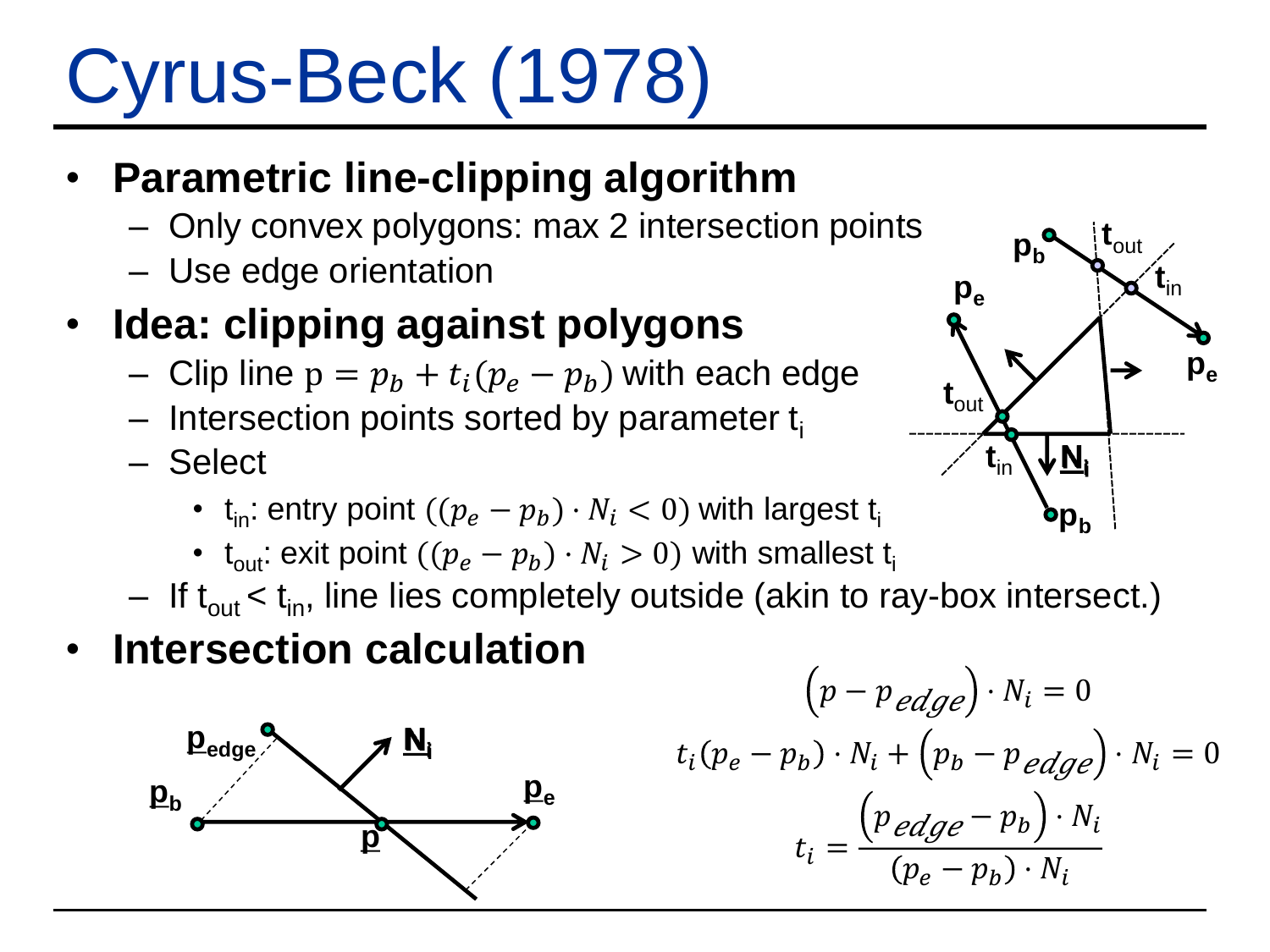# Cyrus-Beck (1978)

- **Parametric line-clipping algorithm**
  - Only convex polygons: max 2 intersection points
  - Use edge orientation
- **Idea: clipping against polygons**
  - Clip line $p = p_b + t_i(p_e - p_b)$ with each edge
  - Intersection points sorted by parameter $t_i$
  - Select
    - $t_{in}$: entry point ($(p_e - p_b) \cdot N_i < 0$) with largest $t_i$
    - $t_{out}$: exit point ($(p_e - p_b) \cdot N_i > 0$) with smallest $t_i$
  - If $t_{out} < t_{in}$, line lies completely outside (akin to ray-box intersect.)
- **Intersection calculation**

$$\left(p - p_{edge}\right) \cdot N_i = 0$$

$$t_i(p_e - p_b) \cdot N_i + \left(p_b - p_{edge}\right) \cdot N_i = 0$$

$$t_i = \frac{\left(p_{edge} - p_b\right) \cdot N_i}{(p_e - p_b) \cdot N_i}$$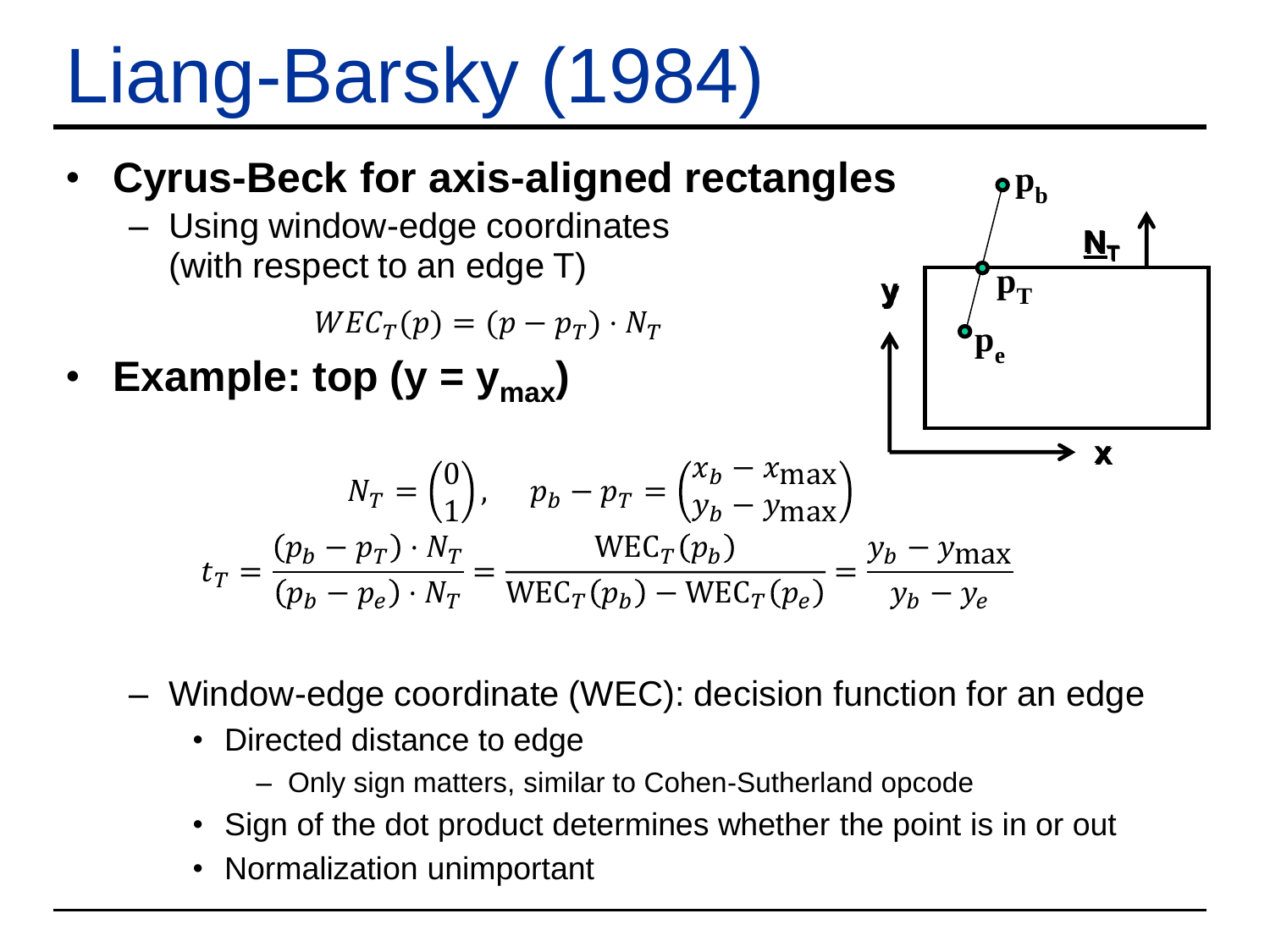# Liang-Barsky (1984)

- **Cyrus-Beck for axis-aligned rectangles**
  - Using window-edge coordinates (with respect to an edge T)

$$WEC_T(p) = (p - p_T) \cdot N_T$$

- **Example: top ($y = y_{max}$)**

$$N_T = \begin{pmatrix} 0 \\ 1 \end{pmatrix}, \quad p_b - p_T = \begin{pmatrix} x_b - x_{\max} \\ y_b - y_{\max} \end{pmatrix}$$

$$t_T = \frac{(p_b - p_T) \cdot N_T}{(p_b - p_e) \cdot N_T} = \frac{\mathrm{WEC}_T(p_b)}{\mathrm{WEC}_T(p_b) - \mathrm{WEC}_T(p_e)} = \frac{y_b - y_{\max}}{y_b - y_e}$$

  - Window-edge coordinate (WEC): decision function for an edge
    - Directed distance to edge
      - Only sign matters, similar to Cohen-Sutherland opcode
    - Sign of the dot product determines whether the point is in or out
    - Normalization unimportant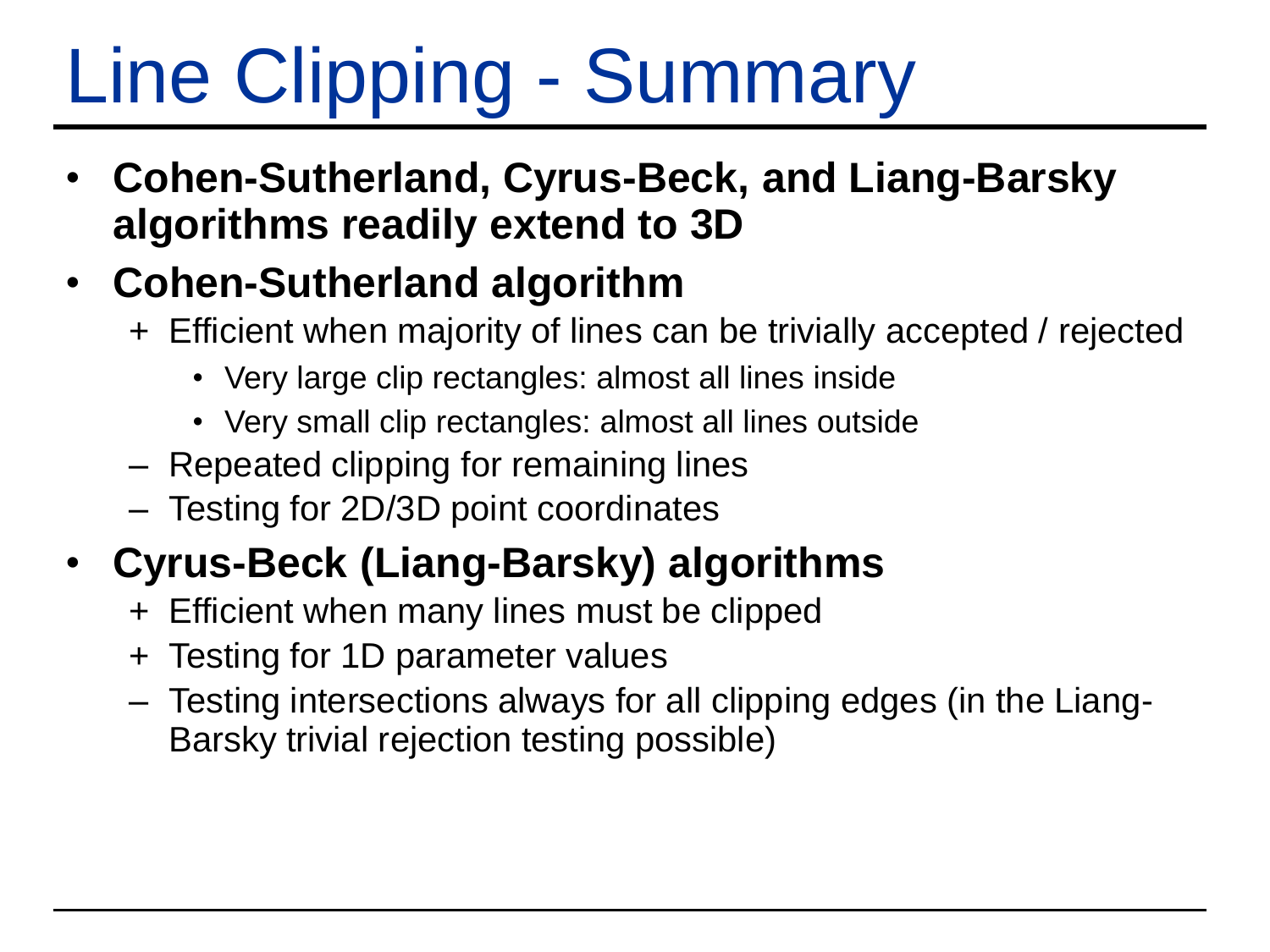# Line Clipping - Summary

- **Cohen-Sutherland, Cyrus-Beck, and Liang-Barsky algorithms readily extend to 3D**
- **Cohen-Sutherland algorithm**
  - \+ Efficient when majority of lines can be trivially accepted / rejected
    - Very large clip rectangles: almost all lines inside
    - Very small clip rectangles: almost all lines outside
  - – Repeated clipping for remaining lines
  - – Testing for 2D/3D point coordinates
- **Cyrus-Beck (Liang-Barsky) algorithms**
  - \+ Efficient when many lines must be clipped
  - \+ Testing for 1D parameter values
  - – Testing intersections always for all clipping edges (in the Liang-Barsky trivial rejection testing possible)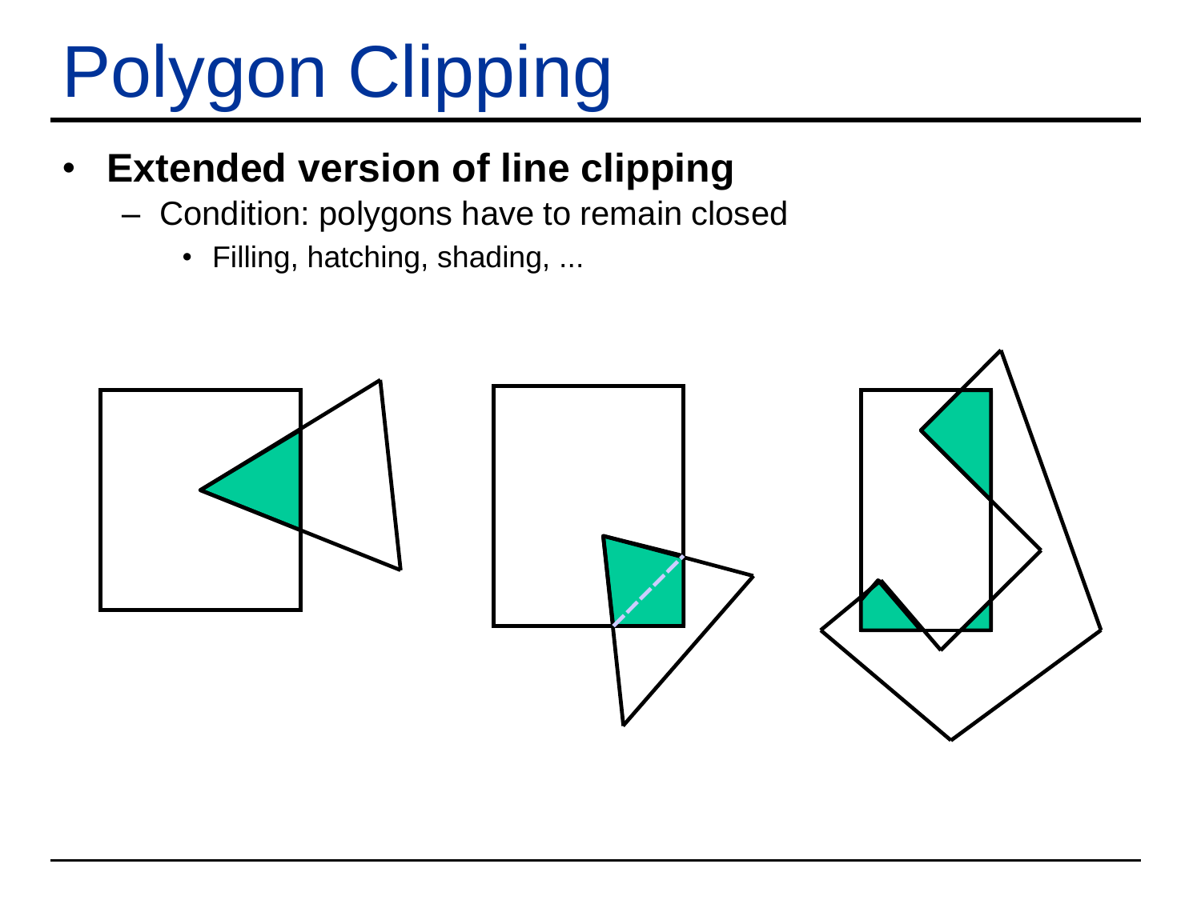# Polygon Clipping

- **Extended version of line clipping**
  - Condition: polygons have to remain closed
    - Filling, hatching, shading, ...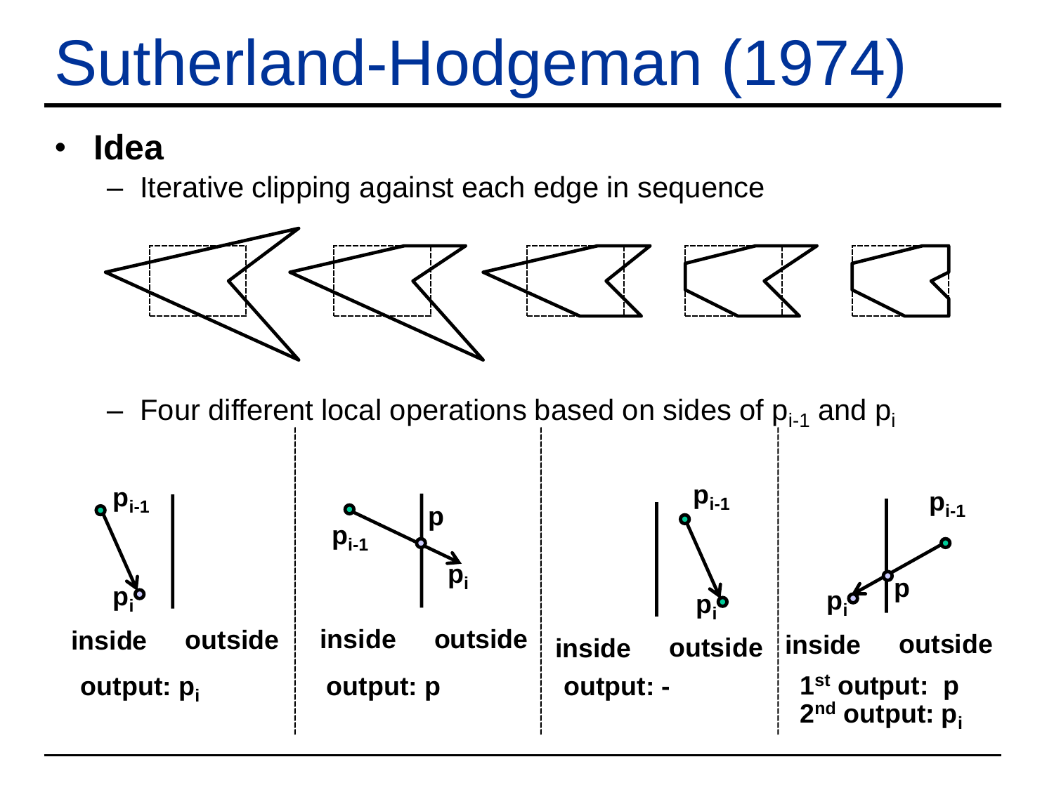# Sutherland-Hodgeman (1974)

- **Idea**
  - Iterative clipping against each edge in sequence
  - Four different local operations based on sides of $p_{i-1}$ and $p_i$

| | | | |
|---|---|---|---|
| inside / outside | inside / outside | inside / outside | inside / outside |
| **output: $p_i$** | **output: $p$** | **output: -** | **1[st] output: $p$**<br>**2[nd] output: $p_i$** |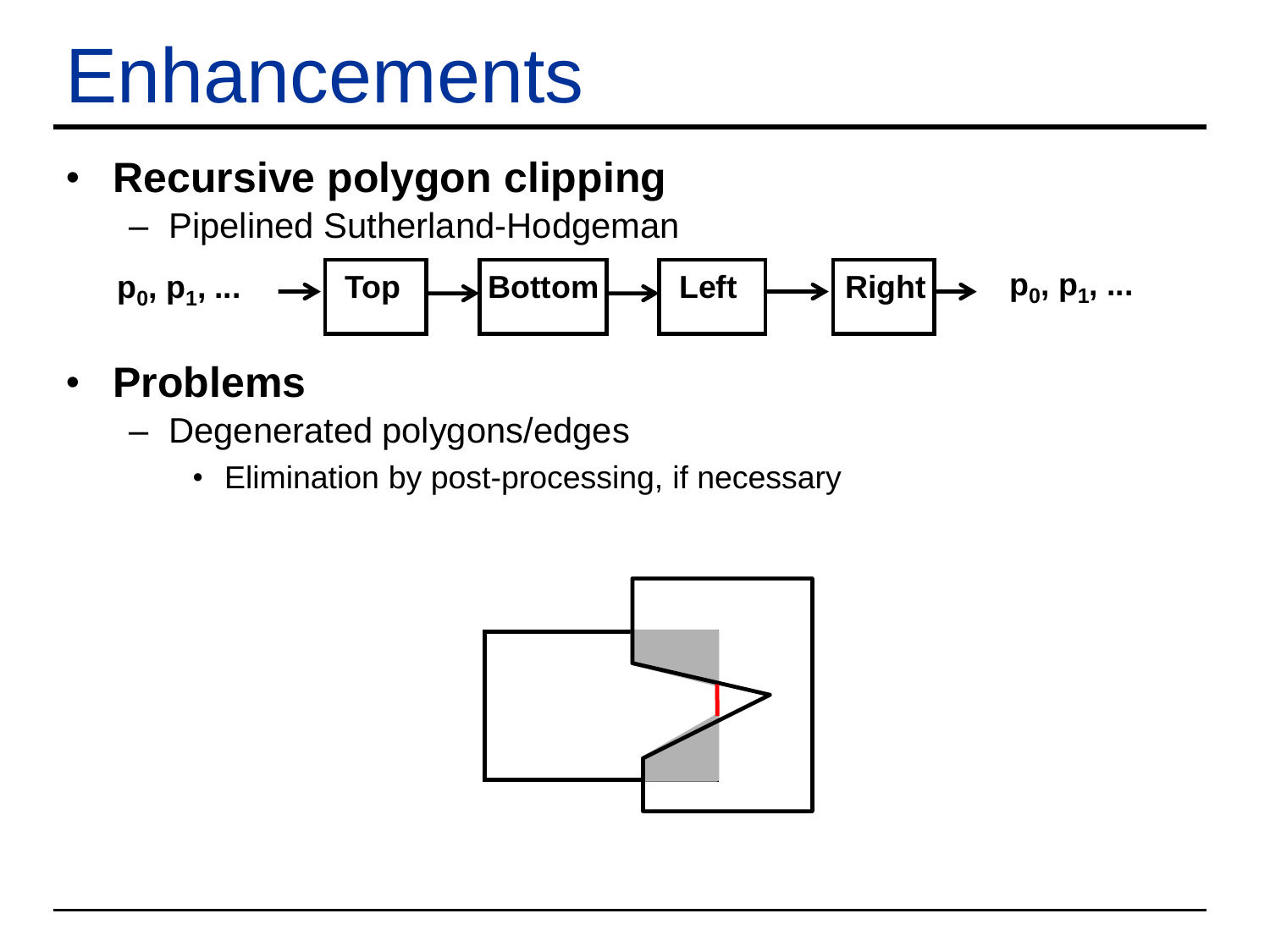# Enhancements

- **Recursive polygon clipping**
  - Pipelined Sutherland-Hodgeman

$p_0, p_1, \ldots$ → **Top** → **Bottom** → **Left** → **Right** → $p_0, p_1, \ldots$

- **Problems**
  - Degenerated polygons/edges
    - Elimination by post-processing, if necessary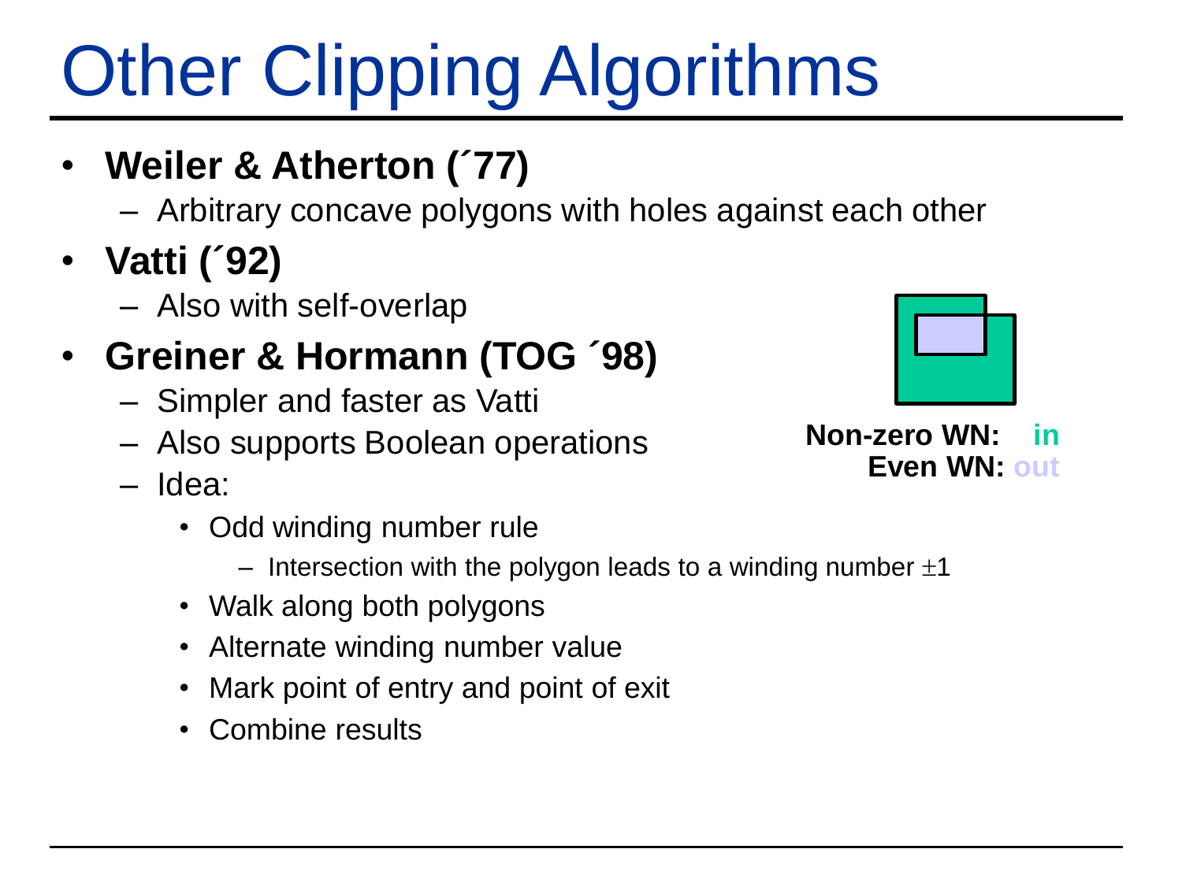# Other Clipping Algorithms

- **Weiler & Atherton (´77)**
  - Arbitrary concave polygons with holes against each other
- **Vatti (´92)**
  - Also with self-overlap
- **Greiner & Hormann (TOG ´98)**
  - Simpler and faster as Vatti
  - Also supports Boolean operations
  - Idea:
    - Odd winding number rule
      - Intersection with the polygon leads to a winding number $\pm 1$
    - Walk along both polygons
    - Alternate winding number value
    - Mark point of entry and point of exit
    - Combine results

**Non-zero WN: in**
**Even WN: out**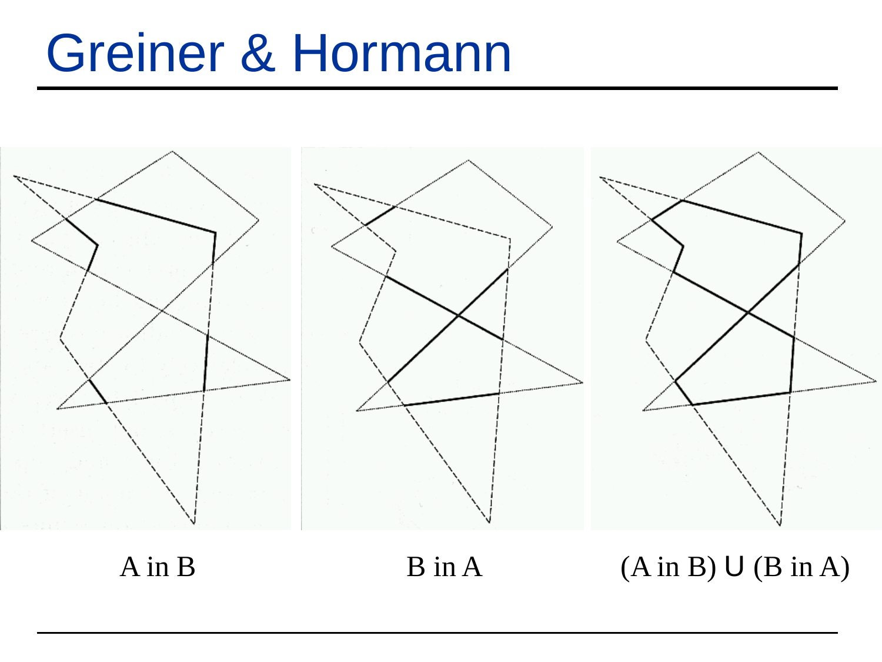# Greiner & Hormann

A in B

B in A

(A in B) ∪ (B in A)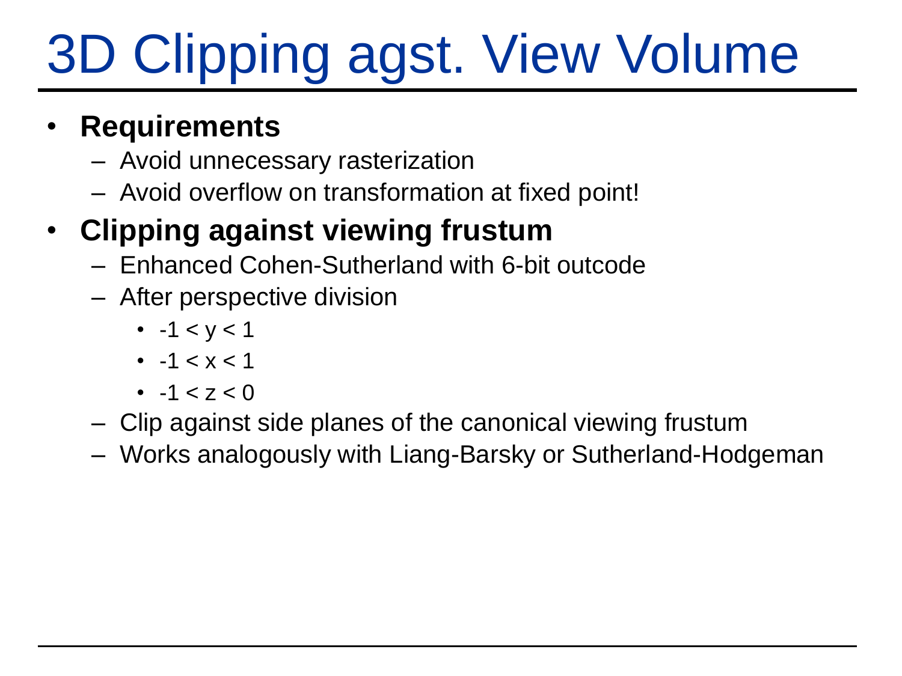# 3D Clipping agst. View Volume

- **Requirements**
  - Avoid unnecessary rasterization
  - Avoid overflow on transformation at fixed point!
- **Clipping against viewing frustum**
  - Enhanced Cohen-Sutherland with 6-bit outcode
  - After perspective division
    - $-1 < y < 1$
    - $-1 < x < 1$
    - $-1 < z < 0$
  - Clip against side planes of the canonical viewing frustum
  - Works analogously with Liang-Barsky or Sutherland-Hodgeman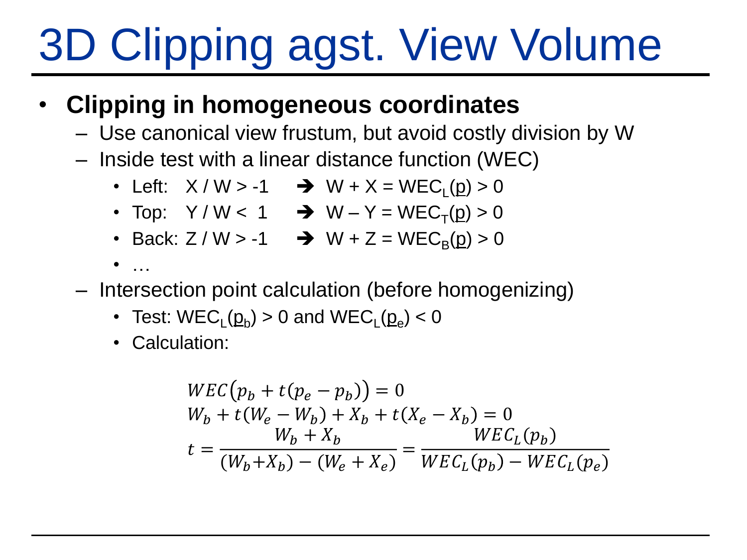# 3D Clipping agst. View Volume

- **Clipping in homogeneous coordinates**
  - Use canonical view frustum, but avoid costly division by W
  - Inside test with a linear distance function (WEC)
    - Left: $X / W > -1 \Rightarrow W + X = WEC_L(\underline{p}) > 0$
    - Top: $Y / W < 1 \Rightarrow W - Y = WEC_T(\underline{p}) > 0$
    - Back: $Z / W > -1 \Rightarrow W + Z = WEC_B(\underline{p}) > 0$
    - …
  - Intersection point calculation (before homogenizing)
    - Test: $WEC_L(\underline{p}_b) > 0$ and $WEC_L(\underline{p}_e) < 0$
    - Calculation:

$$
\begin{aligned}
&WEC\big(p_b + t(p_e - p_b)\big) = 0 \\
&W_b + t(W_e - W_b) + X_b + t(X_e - X_b) = 0 \\
&t = \frac{W_b + X_b}{(W_b + X_b) - (W_e + X_e)} = \frac{WEC_L(p_b)}{WEC_L(p_b) - WEC_L(p_e)}
\end{aligned}
$$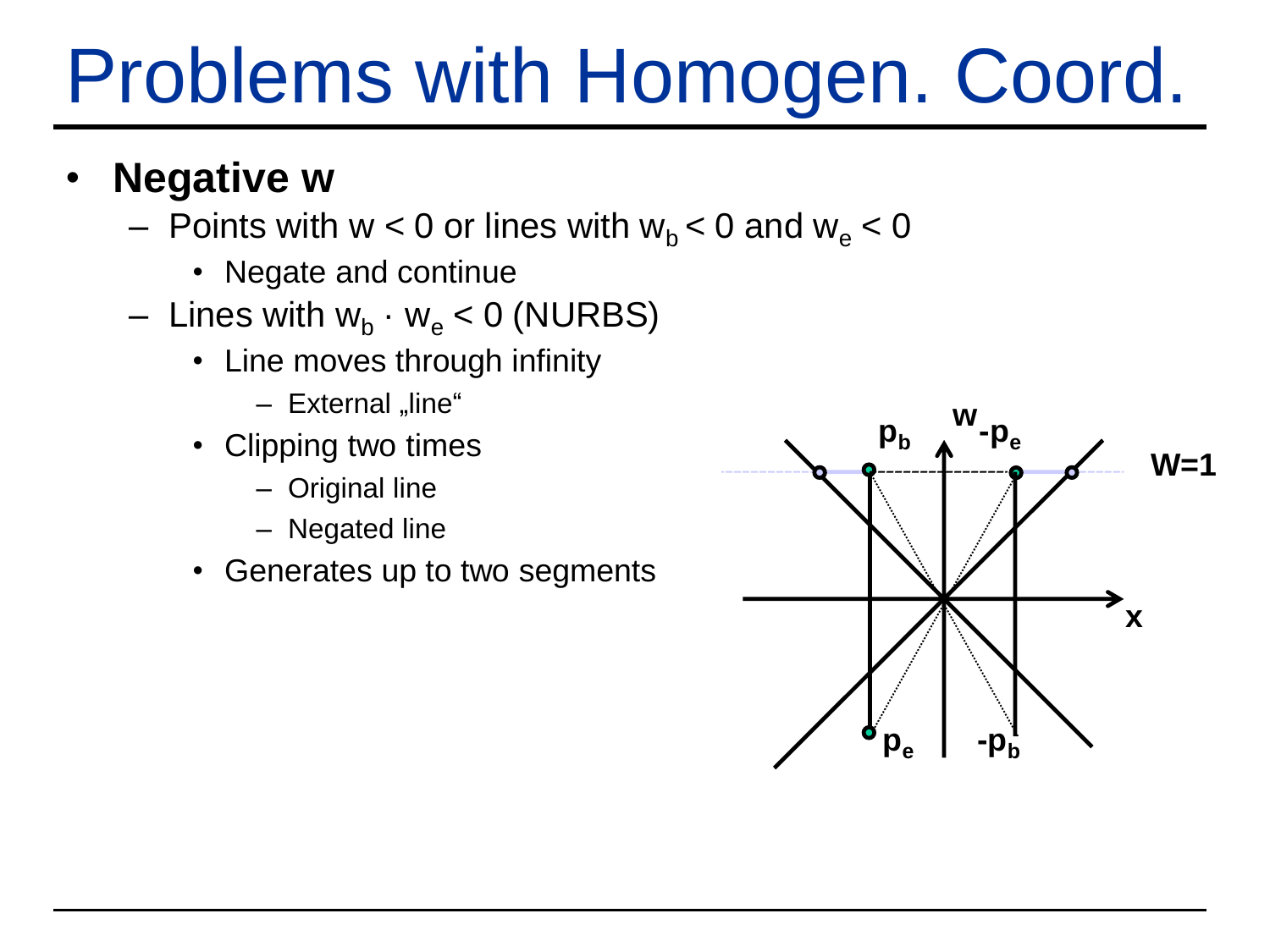# Problems with Homogen. Coord.

- **Negative w**
  - Points with $w < 0$ or lines with $w_b < 0$ and $w_e < 0$
    - Negate and continue
  - Lines with $w_b \cdot w_e < 0$ (NURBS)
    - Line moves through infinity
      - External „line“
    - Clipping two times
      - Original line
      - Negated line
    - Generates up to two segments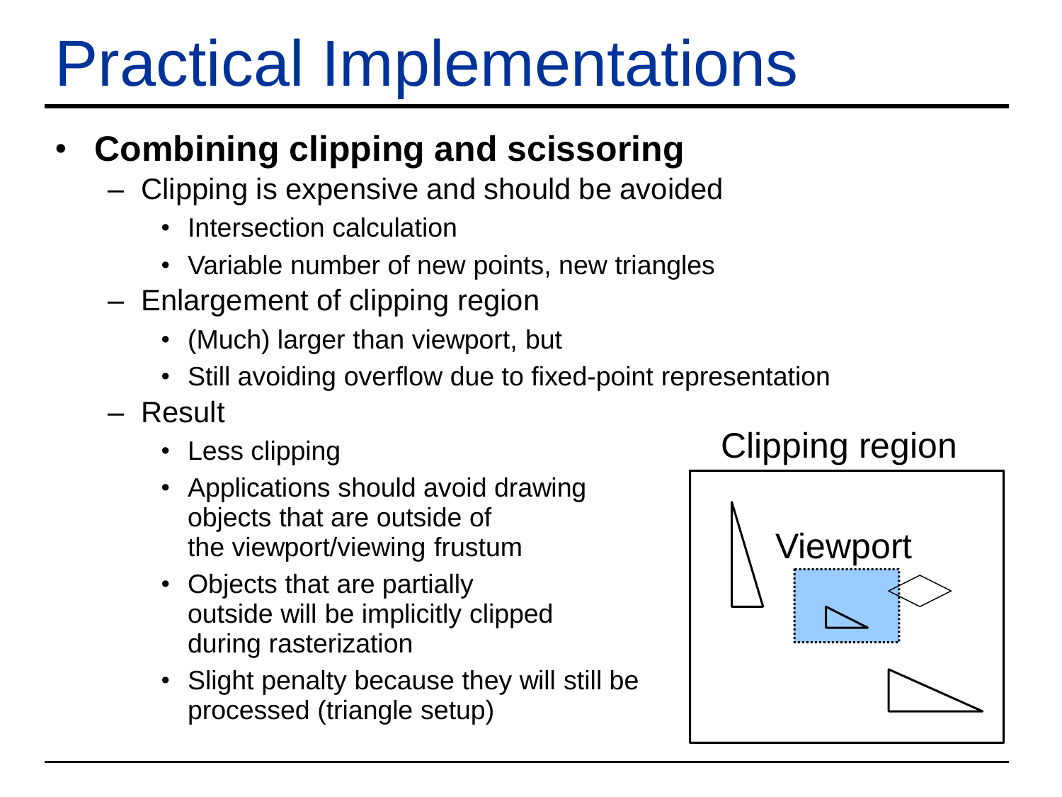# Practical Implementations

- **Combining clipping and scissoring**
  - Clipping is expensive and should be avoided
    - Intersection calculation
    - Variable number of new points, new triangles
  - Enlargement of clipping region
    - (Much) larger than viewport, but
    - Still avoiding overflow due to fixed-point representation
  - Result
    - Less clipping
    - Applications should avoid drawing objects that are outside of the viewport/viewing frustum
    - Objects that are partially outside will be implicitly clipped during rasterization
    - Slight penalty because they will still be processed (triangle setup)

Clipping region

Viewport